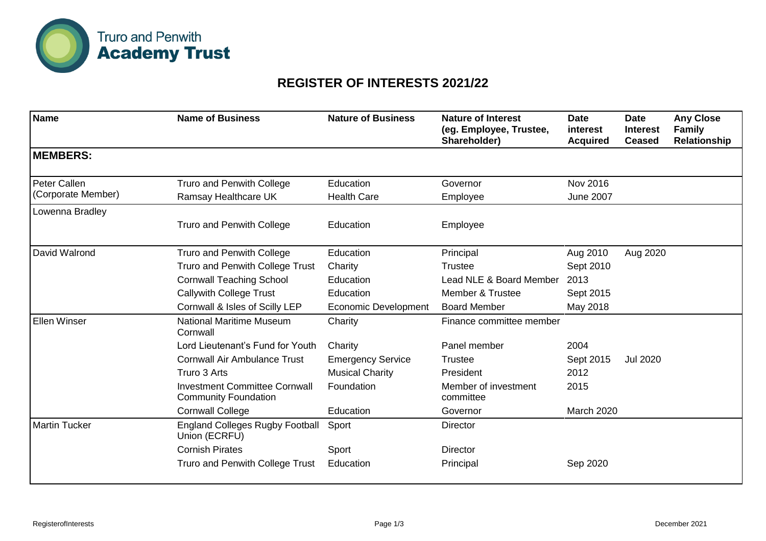Truro and Penwith **Academy Trust**

## REGISTER OF INTERESTS 2021/22

| Name | Name of Business | Nature of Business | Nature of Interest (eg. Employee, Trustee, Shareholder) | Date interest Acquired | Date Interest Ceased | Any Close Family Relationship |
|---|---|---|---|---|---|---|
| **MEMBERS:** | | | | | | |
| Peter Callen (Corporate Member) | Truro and Penwith College | Education | Governor | Nov 2016 | | |
| | Ramsay Healthcare UK | Health Care | Employee | June 2007 | | |
| Lowenna Bradley | Truro and Penwith College | Education | Employee | | | |
| David Walrond | Truro and Penwith College | Education | Principal | Aug 2010 | Aug 2020 | |
| | Truro and Penwith College Trust | Charity | Trustee | Sept 2010 | | |
| | Cornwall Teaching School | Education | Lead NLE & Board Member | 2013 | | |
| | Callywith College Trust | Education | Member & Trustee | Sept 2015 | | |
| | Cornwall & Isles of Scilly LEP | Economic Development | Board Member | May 2018 | | |
| Ellen Winser | National Maritime Museum Cornwall | Charity | Finance committee member | | | |
| | Lord Lieutenant's Fund for Youth | Charity | Panel member | 2004 | | |
| | Cornwall Air Ambulance Trust | Emergency Service | Trustee | Sept 2015 | Jul 2020 | |
| | Truro 3 Arts | Musical Charity | President | 2012 | | |
| | Investment Committee Cornwall Community Foundation | Foundation | Member of investment committee | 2015 | | |
| | Cornwall College | Education | Governor | March 2020 | | |
| Martin Tucker | England Colleges Rugby Football Union (ECRFU) | Sport | Director | | | |
| | Cornish Pirates | Sport | Director | | | |
| | Truro and Penwith College Trust | Education | Principal | Sep 2020 | | |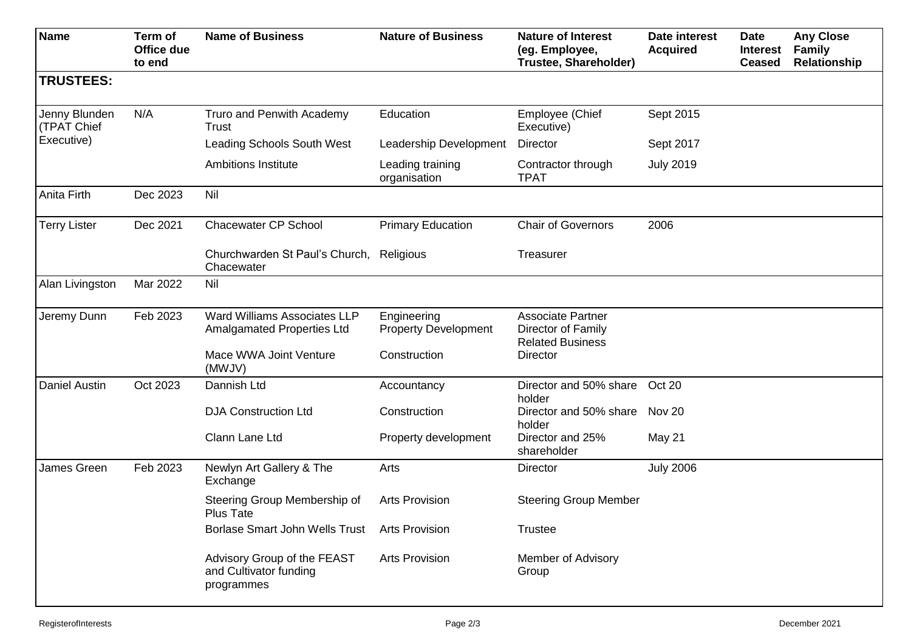| Name | Term of Office due to end | Name of Business | Nature of Business | Nature of Interest (eg. Employee, Trustee, Shareholder) | Date interest Acquired | Date Interest Ceased | Any Close Family Relationship |
|---|---|---|---|---|---|---|---|
| **TRUSTEES:** | | | | | | | |
| Jenny Blunden (TPAT Chief Executive) | N/A | Truro and Penwith Academy Trust | Education | Employee (Chief Executive) | Sept 2015 | | |
| | | Leading Schools South West | Leadership Development | Director | Sept 2017 | | |
| | | Ambitions Institute | Leading training organisation | Contractor through TPAT | July 2019 | | |
| Anita Firth | Dec 2023 | Nil | | | | | |
| Terry Lister | Dec 2021 | Chacewater CP School | Primary Education | Chair of Governors | 2006 | | |
| | | Churchwarden St Paul's Church, Chacewater | Religious | Treasurer | | | |
| Alan Livingston | Mar 2022 | Nil | | | | | |
| Jeremy Dunn | Feb 2023 | Ward Williams Associates LLP | Engineering | Associate Partner | | | |
| | | Amalgamated Properties Ltd | Property Development | Director of Family Related Business | | | |
| | | Mace WWA Joint Venture (MWJV) | Construction | Director | | | |
| Daniel Austin | Oct 2023 | Dannish Ltd | Accountancy | Director and 50% share holder | Oct 20 | | |
| | | DJA Construction Ltd | Construction | Director and 50% share holder | Nov 20 | | |
| | | Clann Lane Ltd | Property development | Director and 25% shareholder | May 21 | | |
| James Green | Feb 2023 | Newlyn Art Gallery & The Exchange | Arts | Director | July 2006 | | |
| | | Steering Group Membership of Plus Tate | Arts Provision | Steering Group Member | | | |
| | | Borlase Smart John Wells Trust | Arts Provision | Trustee | | | |
| | | Advisory Group of the FEAST and Cultivator funding programmes | Arts Provision | Member of Advisory Group | | | |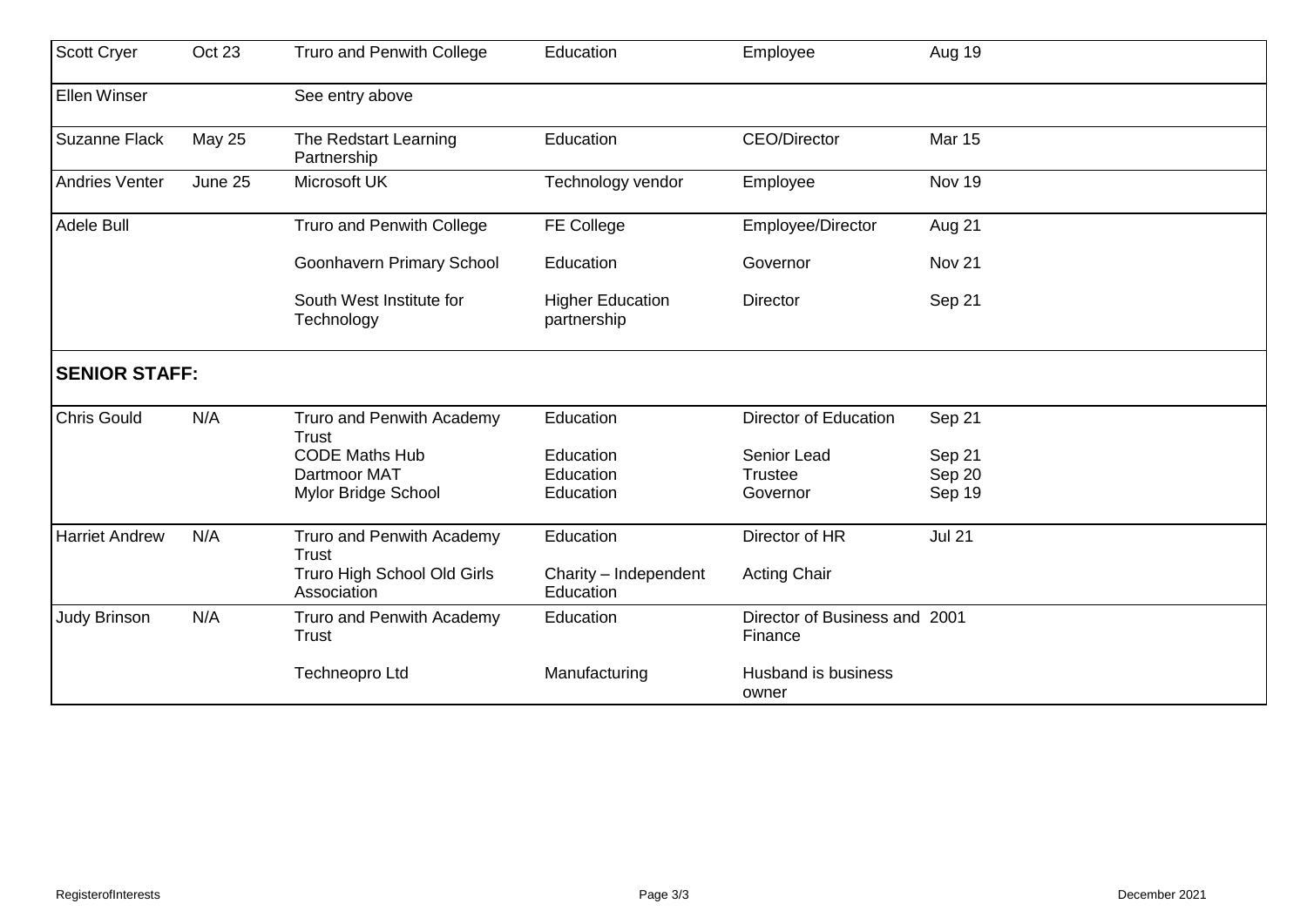| | | | | | |
|---|---|---|---|---|---|
| Scott Cryer | Oct 23 | Truro and Penwith College | Education | Employee | Aug 19 |
| Ellen Winser | | See entry above | | | |
| Suzanne Flack | May 25 | The Redstart Learning Partnership | Education | CEO/Director | Mar 15 |
| Andries Venter | June 25 | Microsoft UK | Technology vendor | Employee | Nov 19 |
| Adele Bull | | Truro and Penwith College | FE College | Employee/Director | Aug 21 |
| | | Goonhavern Primary School | Education | Governor | Nov 21 |
| | | South West Institute for Technology | Higher Education partnership | Director | Sep 21 |
| **SENIOR STAFF:** | | | | | |
| Chris Gould | N/A | Truro and Penwith Academy Trust | Education | Director of Education | Sep 21 |
| | | CODE Maths Hub | Education | Senior Lead | Sep 21 |
| | | Dartmoor MAT | Education | Trustee | Sep 20 |
| | | Mylor Bridge School | Education | Governor | Sep 19 |
| Harriet Andrew | N/A | Truro and Penwith Academy Trust | Education | Director of HR | Jul 21 |
| | | Truro High School Old Girls Association | Charity – Independent Education | Acting Chair | |
| Judy Brinson | N/A | Truro and Penwith Academy Trust | Education | Director of Business and Finance | 2001 |
| | | Techneopro Ltd | Manufacturing | Husband is business owner | |

RegisterofInterests December 2021